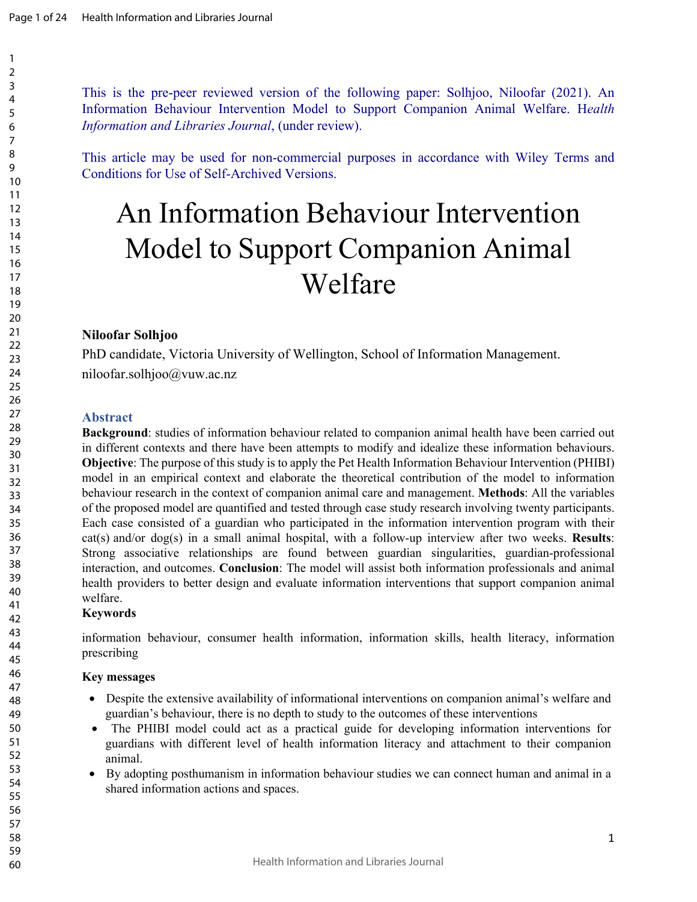This is the pre-peer reviewed version of the following paper: Solhjoo, Niloofar (2021). An Information Behaviour Intervention Model to Support Companion Animal Welfare. H*ealth Information and Libraries Journal*, (under review).

This article may be used for non-commercial purposes in accordance with Wiley Terms and Conditions for Use of Self-Archived Versions.

# An Information Behaviour Intervention Model to Support Companion Animal Welfare

**Niloofar Solhjoo**

PhD candidate, Victoria University of Wellington, School of Information Management.

niloofar.solhjoo@vuw.ac.nz

## Abstract

**Background**: studies of information behaviour related to companion animal health have been carried out in different contexts and there have been attempts to modify and idealize these information behaviours. **Objective**: The purpose of this study is to apply the Pet Health Information Behaviour Intervention (PHIBI) model in an empirical context and elaborate the theoretical contribution of the model to information behaviour research in the context of companion animal care and management. **Methods**: All the variables of the proposed model are quantified and tested through case study research involving twenty participants. Each case consisted of a guardian who participated in the information intervention program with their cat(s) and/or dog(s) in a small animal hospital, with a follow-up interview after two weeks. **Results**: Strong associative relationships are found between guardian singularities, guardian-professional interaction, and outcomes. **Conclusion**: The model will assist both information professionals and animal health providers to better design and evaluate information interventions that support companion animal welfare.

**Keywords**

information behaviour, consumer health information, information skills, health literacy, information prescribing

**Key messages**

- Despite the extensive availability of informational interventions on companion animal's welfare and guardian's behaviour, there is no depth to study to the outcomes of these interventions
- The PHIBI model could act as a practical guide for developing information interventions for guardians with different level of health information literacy and attachment to their companion animal.
- By adopting posthumanism in information behaviour studies we can connect human and animal in a shared information actions and spaces.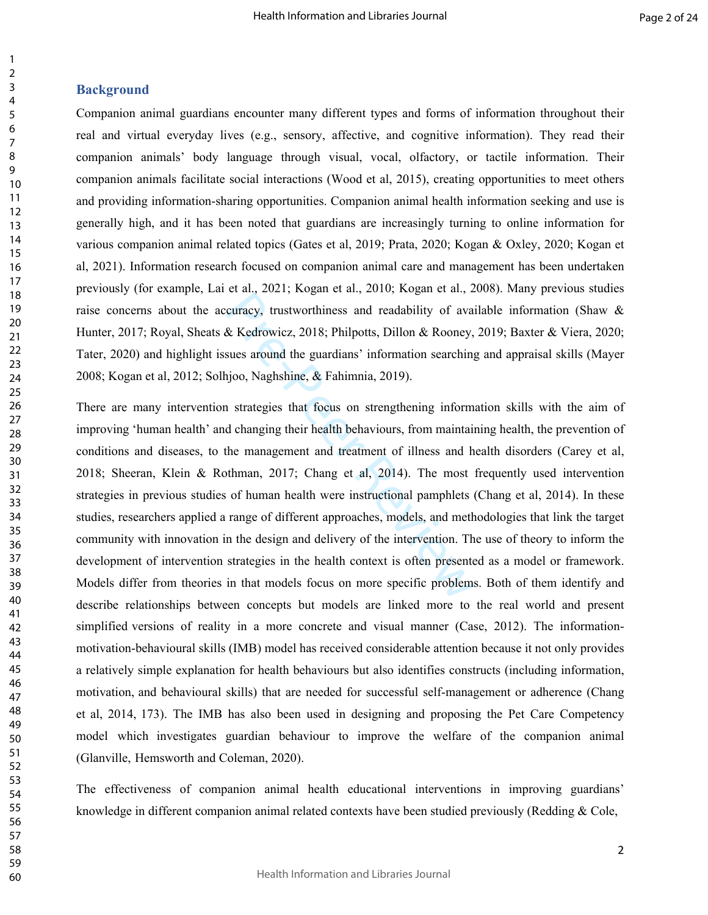## Background

Companion animal guardians encounter many different types and forms of information throughout their real and virtual everyday lives (e.g., sensory, affective, and cognitive information). They read their companion animals' body language through visual, vocal, olfactory, or tactile information. Their companion animals facilitate social interactions (Wood et al, 2015), creating opportunities to meet others and providing information-sharing opportunities. Companion animal health information seeking and use is generally high, and it has been noted that guardians are increasingly turning to online information for various companion animal related topics (Gates et al, 2019; Prata, 2020; Kogan & Oxley, 2020; Kogan et al, 2021). Information research focused on companion animal care and management has been undertaken previously (for example, Lai et al., 2021; Kogan et al., 2010; Kogan et al., 2008). Many previous studies raise concerns about the accuracy, trustworthiness and readability of available information (Shaw & Hunter, 2017; Royal, Sheats & Kedrowicz, 2018; Philpotts, Dillon & Rooney, 2019; Baxter & Viera, 2020; Tater, 2020) and highlight issues around the guardians' information searching and appraisal skills (Mayer 2008; Kogan et al, 2012; Solhjoo, Naghshine, & Fahimnia, 2019).

There are many intervention strategies that focus on strengthening information skills with the aim of improving 'human health' and changing their health behaviours, from maintaining health, the prevention of conditions and diseases, to the management and treatment of illness and health disorders (Carey et al, 2018; Sheeran, Klein & Rothman, 2017; Chang et al, 2014). The most frequently used intervention strategies in previous studies of human health were instructional pamphlets (Chang et al, 2014). In these studies, researchers applied a range of different approaches, models, and methodologies that link the target community with innovation in the design and delivery of the intervention. The use of theory to inform the development of intervention strategies in the health context is often presented as a model or framework. Models differ from theories in that models focus on more specific problems. Both of them identify and describe relationships between concepts but models are linked more to the real world and present simplified versions of reality in a more concrete and visual manner (Case, 2012). The information-motivation-behavioural skills (IMB) model has received considerable attention because it not only provides a relatively simple explanation for health behaviours but also identifies constructs (including information, motivation, and behavioural skills) that are needed for successful self-management or adherence (Chang et al, 2014, 173). The IMB has also been used in designing and proposing the Pet Care Competency model which investigates guardian behaviour to improve the welfare of the companion animal (Glanville, Hemsworth and Coleman, 2020).

The effectiveness of companion animal health educational interventions in improving guardians' knowledge in different companion animal related contexts have been studied previously (Redding & Cole,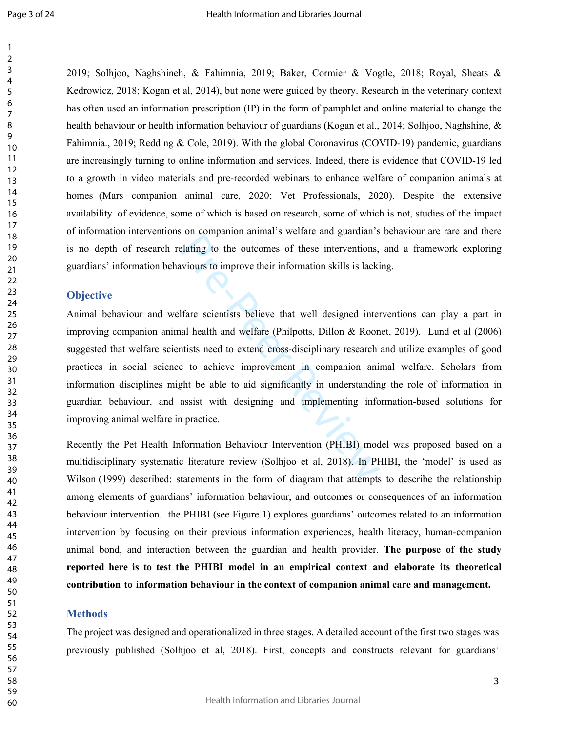2019; Solhjoo, Naghshineh, & Fahimnia, 2019; Baker, Cormier & Vogtle, 2018; Royal, Sheats & Kedrowicz, 2018; Kogan et al, 2014), but none were guided by theory. Research in the veterinary context has often used an information prescription (IP) in the form of pamphlet and online material to change the health behaviour or health information behaviour of guardians (Kogan et al., 2014; Solhjoo, Naghshine, & Fahimnia., 2019; Redding & Cole, 2019). With the global Coronavirus (COVID-19) pandemic, guardians are increasingly turning to online information and services. Indeed, there is evidence that COVID-19 led to a growth in video materials and pre-recorded webinars to enhance welfare of companion animals at homes (Mars companion animal care, 2020; Vet Professionals, 2020). Despite the extensive availability of evidence, some of which is based on research, some of which is not, studies of the impact of information interventions on companion animal's welfare and guardian's behaviour are rare and there is no depth of research relating to the outcomes of these interventions, and a framework exploring guardians' information behaviours to improve their information skills is lacking.

## Objective

Animal behaviour and welfare scientists believe that well designed interventions can play a part in improving companion animal health and welfare (Philpotts, Dillon & Roonet, 2019). Lund et al (2006) suggested that welfare scientists need to extend cross-disciplinary research and utilize examples of good practices in social science to achieve improvement in companion animal welfare. Scholars from information disciplines might be able to aid significantly in understanding the role of information in guardian behaviour, and assist with designing and implementing information-based solutions for improving animal welfare in practice.

Recently the Pet Health Information Behaviour Intervention (PHIBI) model was proposed based on a multidisciplinary systematic literature review (Solhjoo et al, 2018). In PHIBI, the 'model' is used as Wilson (1999) described: statements in the form of diagram that attempts to describe the relationship among elements of guardians' information behaviour, and outcomes or consequences of an information behaviour intervention. the PHIBI (see Figure 1) explores guardians' outcomes related to an information intervention by focusing on their previous information experiences, health literacy, human-companion animal bond, and interaction between the guardian and health provider. **The purpose of the study reported here is to test the PHIBI model in an empirical context and elaborate its theoretical contribution to information behaviour in the context of companion animal care and management.**

## Methods

The project was designed and operationalized in three stages. A detailed account of the first two stages was previously published (Solhjoo et al, 2018). First, concepts and constructs relevant for guardians'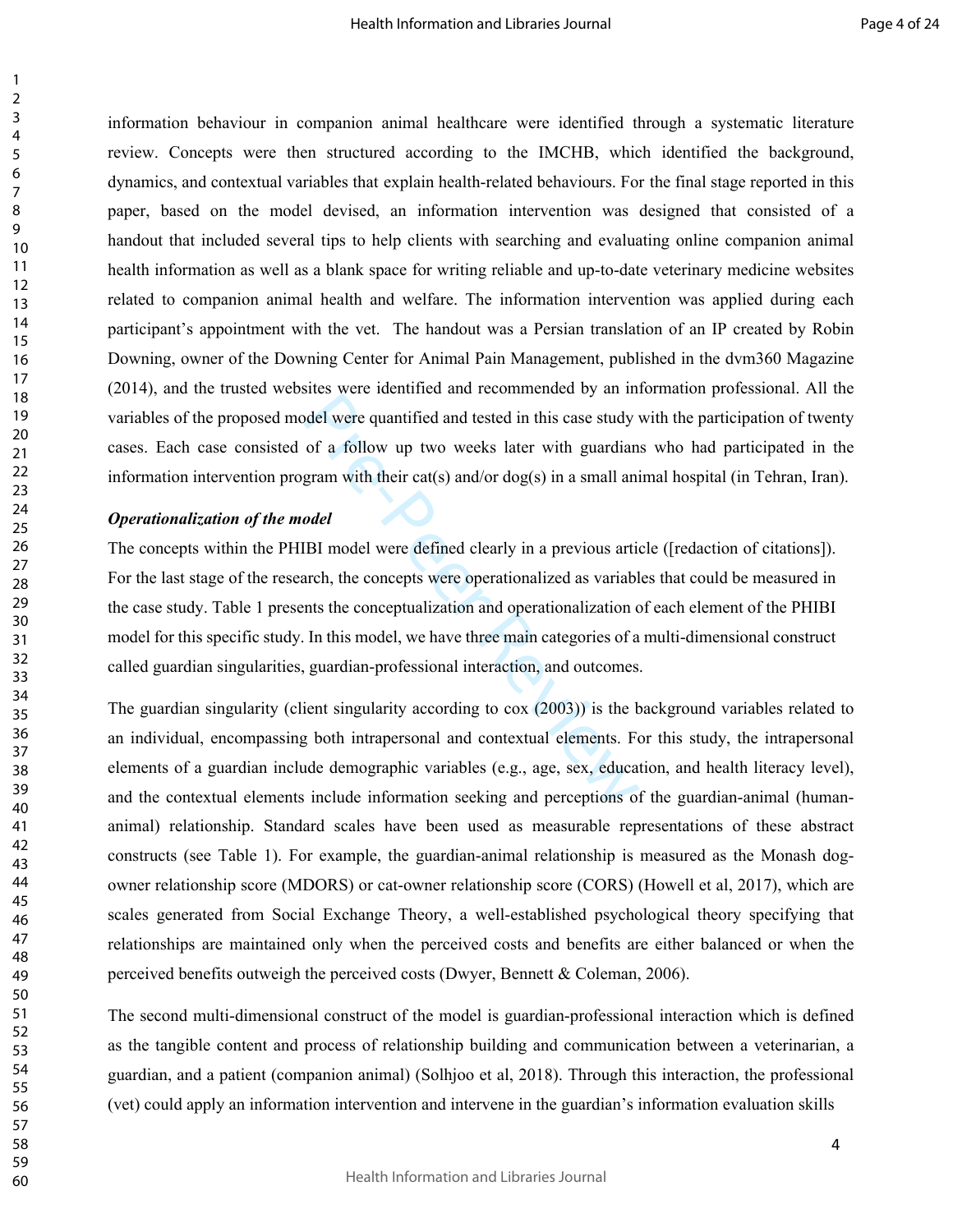information behaviour in companion animal healthcare were identified through a systematic literature review. Concepts were then structured according to the IMCHB, which identified the background, dynamics, and contextual variables that explain health-related behaviours. For the final stage reported in this paper, based on the model devised, an information intervention was designed that consisted of a handout that included several tips to help clients with searching and evaluating online companion animal health information as well as a blank space for writing reliable and up-to-date veterinary medicine websites related to companion animal health and welfare. The information intervention was applied during each participant's appointment with the vet. The handout was a Persian translation of an IP created by Robin Downing, owner of the Downing Center for Animal Pain Management, published in the dvm360 Magazine (2014), and the trusted websites were identified and recommended by an information professional. All the variables of the proposed model were quantified and tested in this case study with the participation of twenty cases. Each case consisted of a follow up two weeks later with guardians who had participated in the information intervention program with their cat(s) and/or dog(s) in a small animal hospital (in Tehran, Iran).

***Operationalization of the model***

The concepts within the PHIBI model were defined clearly in a previous article ([redaction of citations]). For the last stage of the research, the concepts were operationalized as variables that could be measured in the case study. Table 1 presents the conceptualization and operationalization of each element of the PHIBI model for this specific study. In this model, we have three main categories of a multi-dimensional construct called guardian singularities, guardian-professional interaction, and outcomes.

The guardian singularity (client singularity according to cox (2003)) is the background variables related to an individual, encompassing both intrapersonal and contextual elements. For this study, the intrapersonal elements of a guardian include demographic variables (e.g., age, sex, education, and health literacy level), and the contextual elements include information seeking and perceptions of the guardian-animal (human-animal) relationship. Standard scales have been used as measurable representations of these abstract constructs (see Table 1). For example, the guardian-animal relationship is measured as the Monash dog-owner relationship score (MDORS) or cat-owner relationship score (CORS) (Howell et al, 2017), which are scales generated from Social Exchange Theory, a well-established psychological theory specifying that relationships are maintained only when the perceived costs and benefits are either balanced or when the perceived benefits outweigh the perceived costs (Dwyer, Bennett & Coleman, 2006).

The second multi-dimensional construct of the model is guardian-professional interaction which is defined as the tangible content and process of relationship building and communication between a veterinarian, a guardian, and a patient (companion animal) (Solhjoo et al, 2018). Through this interaction, the professional (vet) could apply an information intervention and intervene in the guardian's information evaluation skills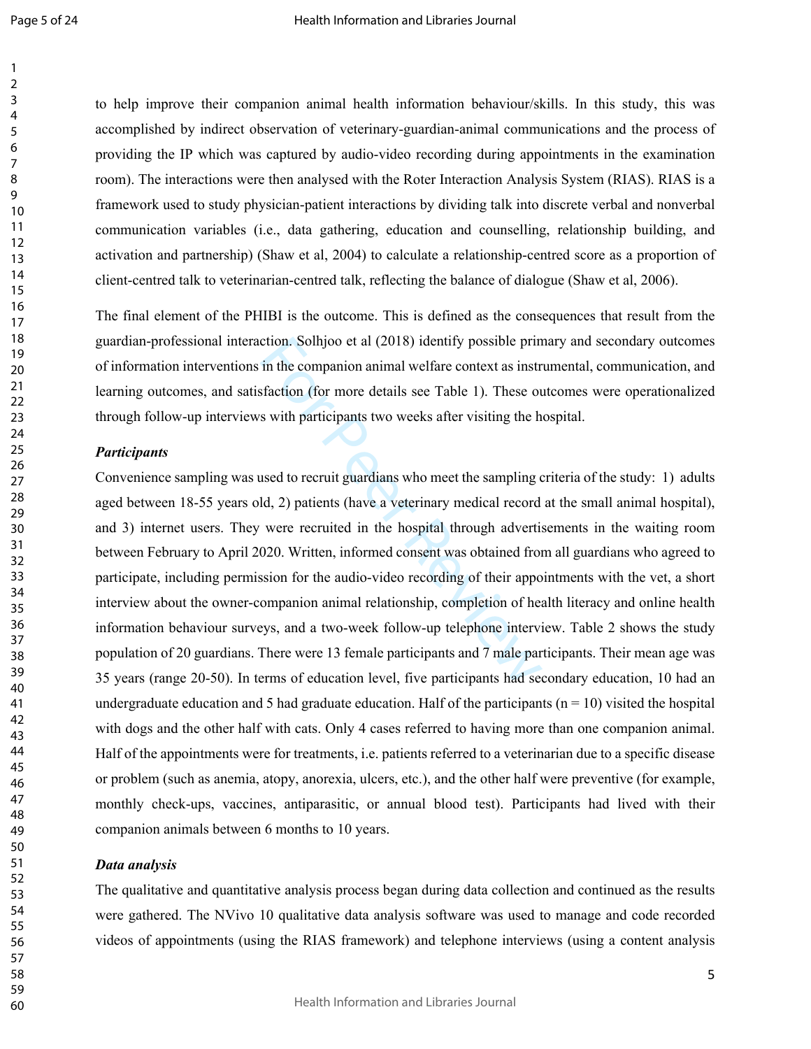to help improve their companion animal health information behaviour/skills. In this study, this was accomplished by indirect observation of veterinary-guardian-animal communications and the process of providing the IP which was captured by audio-video recording during appointments in the examination room). The interactions were then analysed with the Roter Interaction Analysis System (RIAS). RIAS is a framework used to study physician-patient interactions by dividing talk into discrete verbal and nonverbal communication variables (i.e., data gathering, education and counselling, relationship building, and activation and partnership) (Shaw et al, 2004) to calculate a relationship-centred score as a proportion of client-centred talk to veterinarian-centred talk, reflecting the balance of dialogue (Shaw et al, 2006).

The final element of the PHIBI is the outcome. This is defined as the consequences that result from the guardian-professional interaction. Solhjoo et al (2018) identify possible primary and secondary outcomes of information interventions in the companion animal welfare context as instrumental, communication, and learning outcomes, and satisfaction (for more details see Table 1). These outcomes were operationalized through follow-up interviews with participants two weeks after visiting the hospital.

***Participants***

Convenience sampling was used to recruit guardians who meet the sampling criteria of the study: 1) adults aged between 18-55 years old, 2) patients (have a veterinary medical record at the small animal hospital), and 3) internet users. They were recruited in the hospital through advertisements in the waiting room between February to April 2020. Written, informed consent was obtained from all guardians who agreed to participate, including permission for the audio-video recording of their appointments with the vet, a short interview about the owner-companion animal relationship, completion of health literacy and online health information behaviour surveys, and a two-week follow-up telephone interview. Table 2 shows the study population of 20 guardians. There were 13 female participants and 7 male participants. Their mean age was 35 years (range 20-50). In terms of education level, five participants had secondary education, 10 had an undergraduate education and 5 had graduate education. Half of the participants (n = 10) visited the hospital with dogs and the other half with cats. Only 4 cases referred to having more than one companion animal. Half of the appointments were for treatments, i.e. patients referred to a veterinarian due to a specific disease or problem (such as anemia, atopy, anorexia, ulcers, etc.), and the other half were preventive (for example, monthly check-ups, vaccines, antiparasitic, or annual blood test). Participants had lived with their companion animals between 6 months to 10 years.

***Data analysis***

The qualitative and quantitative analysis process began during data collection and continued as the results were gathered. The NVivo 10 qualitative data analysis software was used to manage and code recorded videos of appointments (using the RIAS framework) and telephone interviews (using a content analysis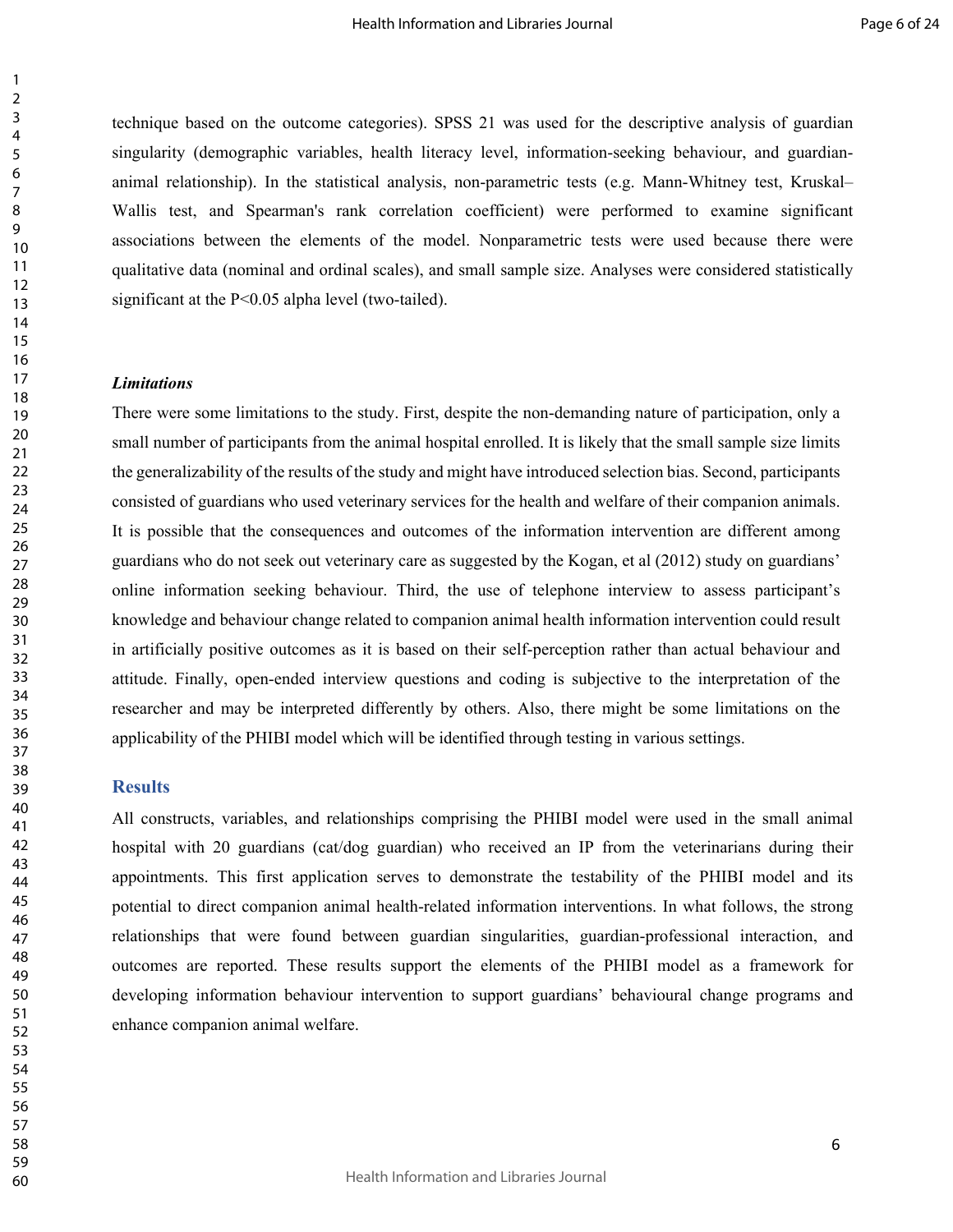technique based on the outcome categories). SPSS 21 was used for the descriptive analysis of guardian singularity (demographic variables, health literacy level, information-seeking behaviour, and guardian-animal relationship). In the statistical analysis, non-parametric tests (e.g. Mann-Whitney test, Kruskal–Wallis test, and Spearman's rank correlation coefficient) were performed to examine significant associations between the elements of the model. Nonparametric tests were used because there were qualitative data (nominal and ordinal scales), and small sample size. Analyses were considered statistically significant at the $P<0.05$ alpha level (two-tailed).

***Limitations***

There were some limitations to the study. First, despite the non-demanding nature of participation, only a small number of participants from the animal hospital enrolled. It is likely that the small sample size limits the generalizability of the results of the study and might have introduced selection bias. Second, participants consisted of guardians who used veterinary services for the health and welfare of their companion animals. It is possible that the consequences and outcomes of the information intervention are different among guardians who do not seek out veterinary care as suggested by the Kogan, et al (2012) study on guardians' online information seeking behaviour. Third, the use of telephone interview to assess participant's knowledge and behaviour change related to companion animal health information intervention could result in artificially positive outcomes as it is based on their self-perception rather than actual behaviour and attitude. Finally, open-ended interview questions and coding is subjective to the interpretation of the researcher and may be interpreted differently by others. Also, there might be some limitations on the applicability of the PHIBI model which will be identified through testing in various settings.

## Results

All constructs, variables, and relationships comprising the PHIBI model were used in the small animal hospital with 20 guardians (cat/dog guardian) who received an IP from the veterinarians during their appointments. This first application serves to demonstrate the testability of the PHIBI model and its potential to direct companion animal health-related information interventions. In what follows, the strong relationships that were found between guardian singularities, guardian-professional interaction, and outcomes are reported. These results support the elements of the PHIBI model as a framework for developing information behaviour intervention to support guardians' behavioural change programs and enhance companion animal welfare.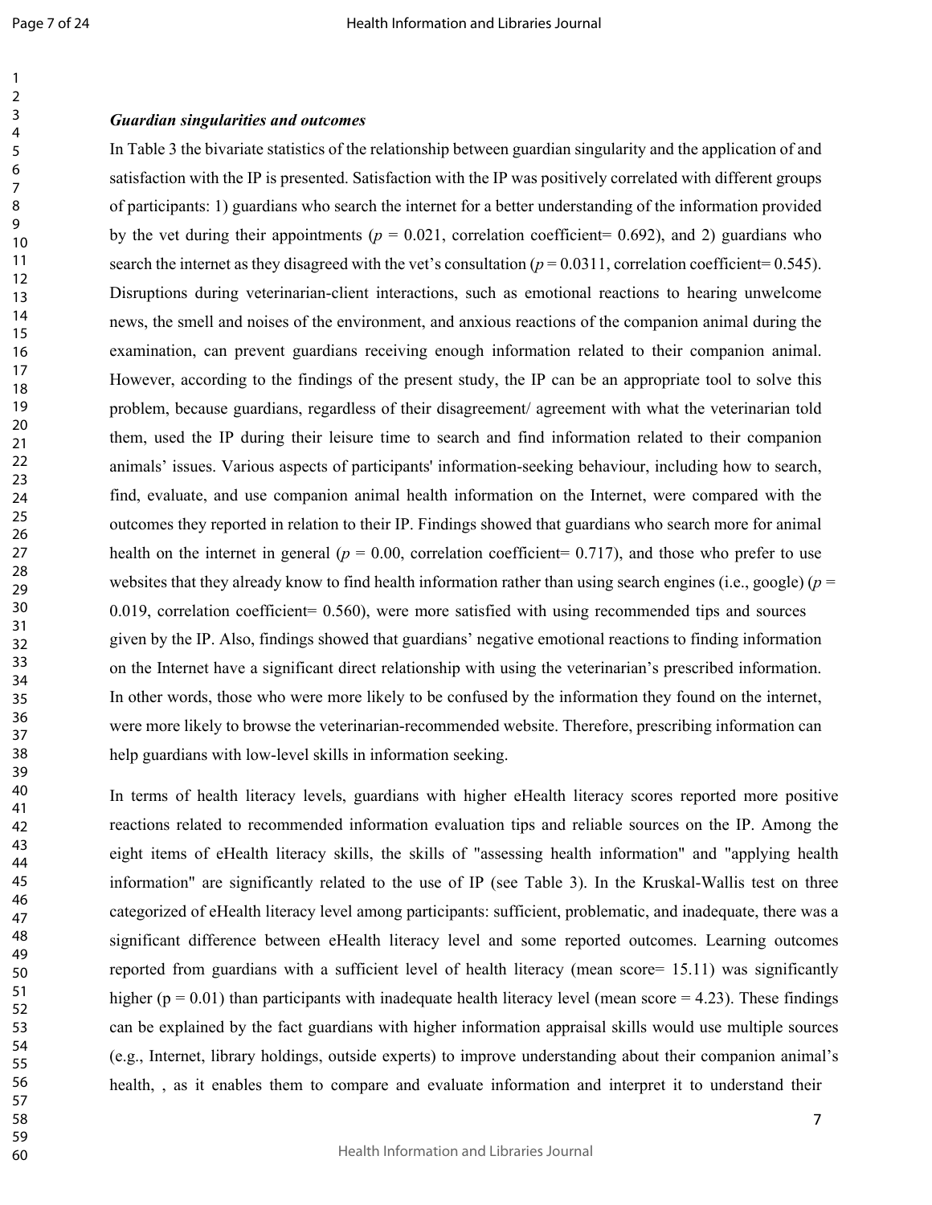***Guardian singularities and outcomes***

In Table 3 the bivariate statistics of the relationship between guardian singularity and the application of and satisfaction with the IP is presented. Satisfaction with the IP was positively correlated with different groups of participants: 1) guardians who search the internet for a better understanding of the information provided by the vet during their appointments ($p$ = 0.021, correlation coefficient= 0.692), and 2) guardians who search the internet as they disagreed with the vet's consultation ($p$ = 0.0311, correlation coefficient= 0.545). Disruptions during veterinarian-client interactions, such as emotional reactions to hearing unwelcome news, the smell and noises of the environment, and anxious reactions of the companion animal during the examination, can prevent guardians receiving enough information related to their companion animal. However, according to the findings of the present study, the IP can be an appropriate tool to solve this problem, because guardians, regardless of their disagreement/ agreement with what the veterinarian told them, used the IP during their leisure time to search and find information related to their companion animals' issues. Various aspects of participants' information-seeking behaviour, including how to search, find, evaluate, and use companion animal health information on the Internet, were compared with the outcomes they reported in relation to their IP. Findings showed that guardians who search more for animal health on the internet in general ($p$ = 0.00, correlation coefficient= 0.717), and those who prefer to use websites that they already know to find health information rather than using search engines (i.e., google) ($p$ = 0.019, correlation coefficient= 0.560), were more satisfied with using recommended tips and sources given by the IP. Also, findings showed that guardians' negative emotional reactions to finding information on the Internet have a significant direct relationship with using the veterinarian's prescribed information. In other words, those who were more likely to be confused by the information they found on the internet, were more likely to browse the veterinarian-recommended website. Therefore, prescribing information can help guardians with low-level skills in information seeking.

In terms of health literacy levels, guardians with higher eHealth literacy scores reported more positive reactions related to recommended information evaluation tips and reliable sources on the IP. Among the eight items of eHealth literacy skills, the skills of "assessing health information" and "applying health information" are significantly related to the use of IP (see Table 3). In the Kruskal-Wallis test on three categorized of eHealth literacy level among participants: sufficient, problematic, and inadequate, there was a significant difference between eHealth literacy level and some reported outcomes. Learning outcomes reported from guardians with a sufficient level of health literacy (mean score= 15.11) was significantly higher (p = 0.01) than participants with inadequate health literacy level (mean score = 4.23). These findings can be explained by the fact guardians with higher information appraisal skills would use multiple sources (e.g., Internet, library holdings, outside experts) to improve understanding about their companion animal's health, , as it enables them to compare and evaluate information and interpret it to understand their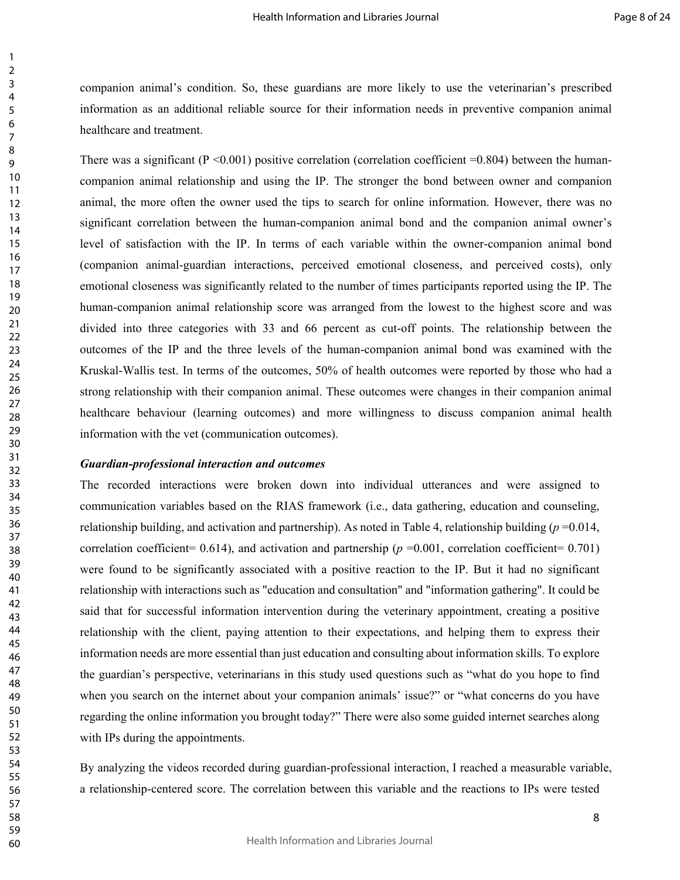companion animal's condition. So, these guardians are more likely to use the veterinarian's prescribed information as an additional reliable source for their information needs in preventive companion animal healthcare and treatment.

There was a significant ($P < 0.001$) positive correlation (correlation coefficient =0.804) between the human-companion animal relationship and using the IP. The stronger the bond between owner and companion animal, the more often the owner used the tips to search for online information. However, there was no significant correlation between the human-companion animal bond and the companion animal owner's level of satisfaction with the IP. In terms of each variable within the owner-companion animal bond (companion animal-guardian interactions, perceived emotional closeness, and perceived costs), only emotional closeness was significantly related to the number of times participants reported using the IP. The human-companion animal relationship score was arranged from the lowest to the highest score and was divided into three categories with 33 and 66 percent as cut-off points. The relationship between the outcomes of the IP and the three levels of the human-companion animal bond was examined with the Kruskal-Wallis test. In terms of the outcomes, 50% of health outcomes were reported by those who had a strong relationship with their companion animal. These outcomes were changes in their companion animal healthcare behaviour (learning outcomes) and more willingness to discuss companion animal health information with the vet (communication outcomes).

***Guardian-professional interaction and outcomes***

The recorded interactions were broken down into individual utterances and were assigned to communication variables based on the RIAS framework (i.e., data gathering, education and counseling, relationship building, and activation and partnership). As noted in Table 4, relationship building ($p$ =0.014, correlation coefficient= 0.614), and activation and partnership ($p$ =0.001, correlation coefficient= 0.701) were found to be significantly associated with a positive reaction to the IP. But it had no significant relationship with interactions such as "education and consultation" and "information gathering". It could be said that for successful information intervention during the veterinary appointment, creating a positive relationship with the client, paying attention to their expectations, and helping them to express their information needs are more essential than just education and consulting about information skills. To explore the guardian's perspective, veterinarians in this study used questions such as "what do you hope to find when you search on the internet about your companion animals' issue?" or "what concerns do you have regarding the online information you brought today?" There were also some guided internet searches along with IPs during the appointments.

By analyzing the videos recorded during guardian-professional interaction, I reached a measurable variable, a relationship-centered score. The correlation between this variable and the reactions to IPs were tested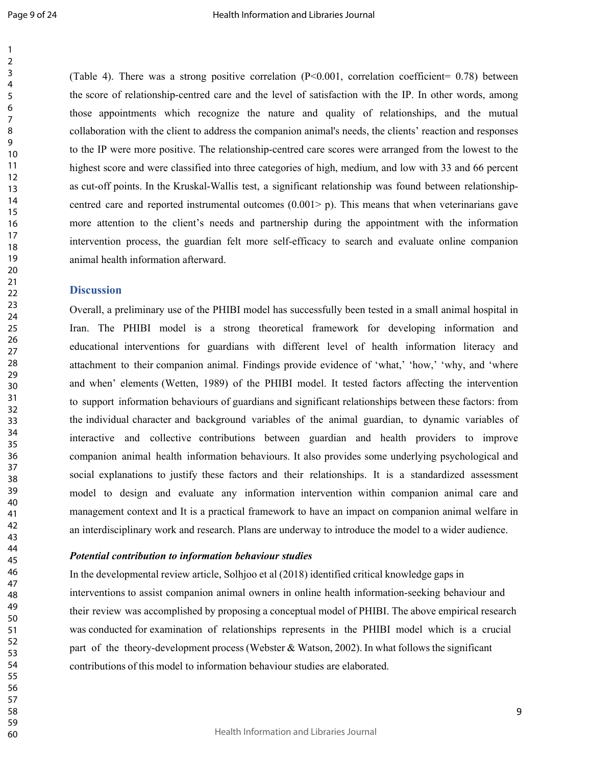(Table 4). There was a strong positive correlation ($P<0.001$, correlation coefficient= 0.78) between the score of relationship-centred care and the level of satisfaction with the IP. In other words, among those appointments which recognize the nature and quality of relationships, and the mutual collaboration with the client to address the companion animal's needs, the clients' reaction and responses to the IP were more positive. The relationship-centred care scores were arranged from the lowest to the highest score and were classified into three categories of high, medium, and low with 33 and 66 percent as cut-off points. In the Kruskal-Wallis test, a significant relationship was found between relationship-centred care and reported instrumental outcomes ($0.001> p$). This means that when veterinarians gave more attention to the client's needs and partnership during the appointment with the information intervention process, the guardian felt more self-efficacy to search and evaluate online companion animal health information afterward.

## Discussion

Overall, a preliminary use of the PHIBI model has successfully been tested in a small animal hospital in Iran. The PHIBI model is a strong theoretical framework for developing information and educational interventions for guardians with different level of health information literacy and attachment to their companion animal. Findings provide evidence of 'what,' 'how,' 'why, and 'where and when' elements (Wetten, 1989) of the PHIBI model. It tested factors affecting the intervention to support information behaviours of guardians and significant relationships between these factors: from the individual character and background variables of the animal guardian, to dynamic variables of interactive and collective contributions between guardian and health providers to improve companion animal health information behaviours. It also provides some underlying psychological and social explanations to justify these factors and their relationships. It is a standardized assessment model to design and evaluate any information intervention within companion animal care and management context and It is a practical framework to have an impact on companion animal welfare in an interdisciplinary work and research. Plans are underway to introduce the model to a wider audience.

### *Potential contribution to information behaviour studies*

In the developmental review article, Solhjoo et al (2018) identified critical knowledge gaps in interventions to assist companion animal owners in online health information-seeking behaviour and their review was accomplished by proposing a conceptual model of PHIBI. The above empirical research was conducted for examination of relationships represents in the PHIBI model which is a crucial part of the theory-development process (Webster & Watson, 2002). In what follows the significant contributions of this model to information behaviour studies are elaborated.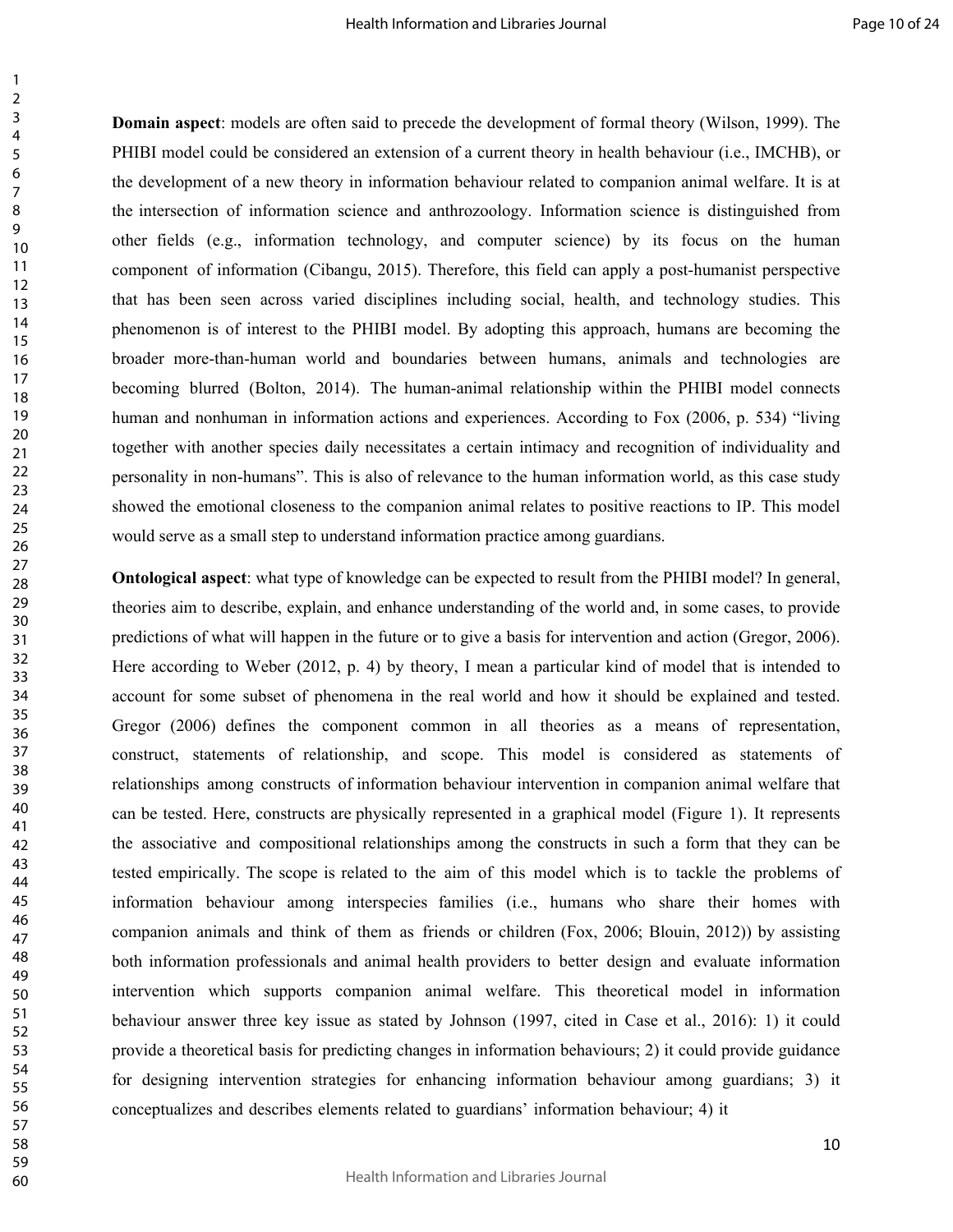**Domain aspect**: models are often said to precede the development of formal theory (Wilson, 1999). The PHIBI model could be considered an extension of a current theory in health behaviour (i.e., IMCHB), or the development of a new theory in information behaviour related to companion animal welfare. It is at the intersection of information science and anthrozoology. Information science is distinguished from other fields (e.g., information technology, and computer science) by its focus on the human component of information (Cibangu, 2015). Therefore, this field can apply a post-humanist perspective that has been seen across varied disciplines including social, health, and technology studies. This phenomenon is of interest to the PHIBI model. By adopting this approach, humans are becoming the broader more-than-human world and boundaries between humans, animals and technologies are becoming blurred (Bolton, 2014). The human-animal relationship within the PHIBI model connects human and nonhuman in information actions and experiences. According to Fox (2006, p. 534) "living together with another species daily necessitates a certain intimacy and recognition of individuality and personality in non-humans". This is also of relevance to the human information world, as this case study showed the emotional closeness to the companion animal relates to positive reactions to IP. This model would serve as a small step to understand information practice among guardians.

**Ontological aspect**: what type of knowledge can be expected to result from the PHIBI model? In general, theories aim to describe, explain, and enhance understanding of the world and, in some cases, to provide predictions of what will happen in the future or to give a basis for intervention and action (Gregor, 2006). Here according to Weber (2012, p. 4) by theory, I mean a particular kind of model that is intended to account for some subset of phenomena in the real world and how it should be explained and tested. Gregor (2006) defines the component common in all theories as a means of representation, construct, statements of relationship, and scope. This model is considered as statements of relationships among constructs of information behaviour intervention in companion animal welfare that can be tested. Here, constructs are physically represented in a graphical model (Figure 1). It represents the associative and compositional relationships among the constructs in such a form that they can be tested empirically. The scope is related to the aim of this model which is to tackle the problems of information behaviour among interspecies families (i.e., humans who share their homes with companion animals and think of them as friends or children (Fox, 2006; Blouin, 2012)) by assisting both information professionals and animal health providers to better design and evaluate information intervention which supports companion animal welfare. This theoretical model in information behaviour answer three key issue as stated by Johnson (1997, cited in Case et al., 2016): 1) it could provide a theoretical basis for predicting changes in information behaviours; 2) it could provide guidance for designing intervention strategies for enhancing information behaviour among guardians; 3) it conceptualizes and describes elements related to guardians' information behaviour; 4) it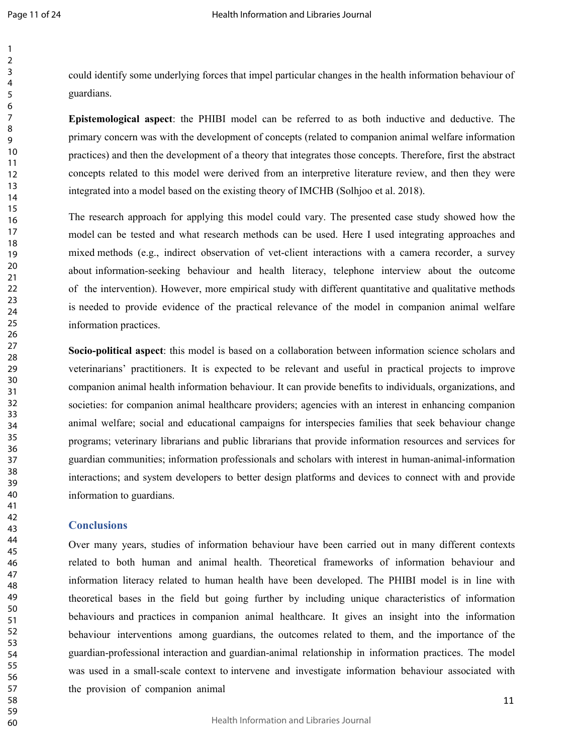could identify some underlying forces that impel particular changes in the health information behaviour of guardians.

**Epistemological aspect**: the PHIBI model can be referred to as both inductive and deductive. The primary concern was with the development of concepts (related to companion animal welfare information practices) and then the development of a theory that integrates those concepts. Therefore, first the abstract concepts related to this model were derived from an interpretive literature review, and then they were integrated into a model based on the existing theory of IMCHB (Solhjoo et al. 2018).

The research approach for applying this model could vary. The presented case study showed how the model can be tested and what research methods can be used. Here I used integrating approaches and mixed methods (e.g., indirect observation of vet-client interactions with a camera recorder, a survey about information-seeking behaviour and health literacy, telephone interview about the outcome of the intervention). However, more empirical study with different quantitative and qualitative methods is needed to provide evidence of the practical relevance of the model in companion animal welfare information practices.

**Socio-political aspect**: this model is based on a collaboration between information science scholars and veterinarians' practitioners. It is expected to be relevant and useful in practical projects to improve companion animal health information behaviour. It can provide benefits to individuals, organizations, and societies: for companion animal healthcare providers; agencies with an interest in enhancing companion animal welfare; social and educational campaigns for interspecies families that seek behaviour change programs; veterinary librarians and public librarians that provide information resources and services for guardian communities; information professionals and scholars with interest in human-animal-information interactions; and system developers to better design platforms and devices to connect with and provide information to guardians.

## Conclusions

Over many years, studies of information behaviour have been carried out in many different contexts related to both human and animal health. Theoretical frameworks of information behaviour and information literacy related to human health have been developed. The PHIBI model is in line with theoretical bases in the field but going further by including unique characteristics of information behaviours and practices in companion animal healthcare. It gives an insight into the information behaviour interventions among guardians, the outcomes related to them, and the importance of the guardian-professional interaction and guardian-animal relationship in information practices. The model was used in a small-scale context to intervene and investigate information behaviour associated with the provision of companion animal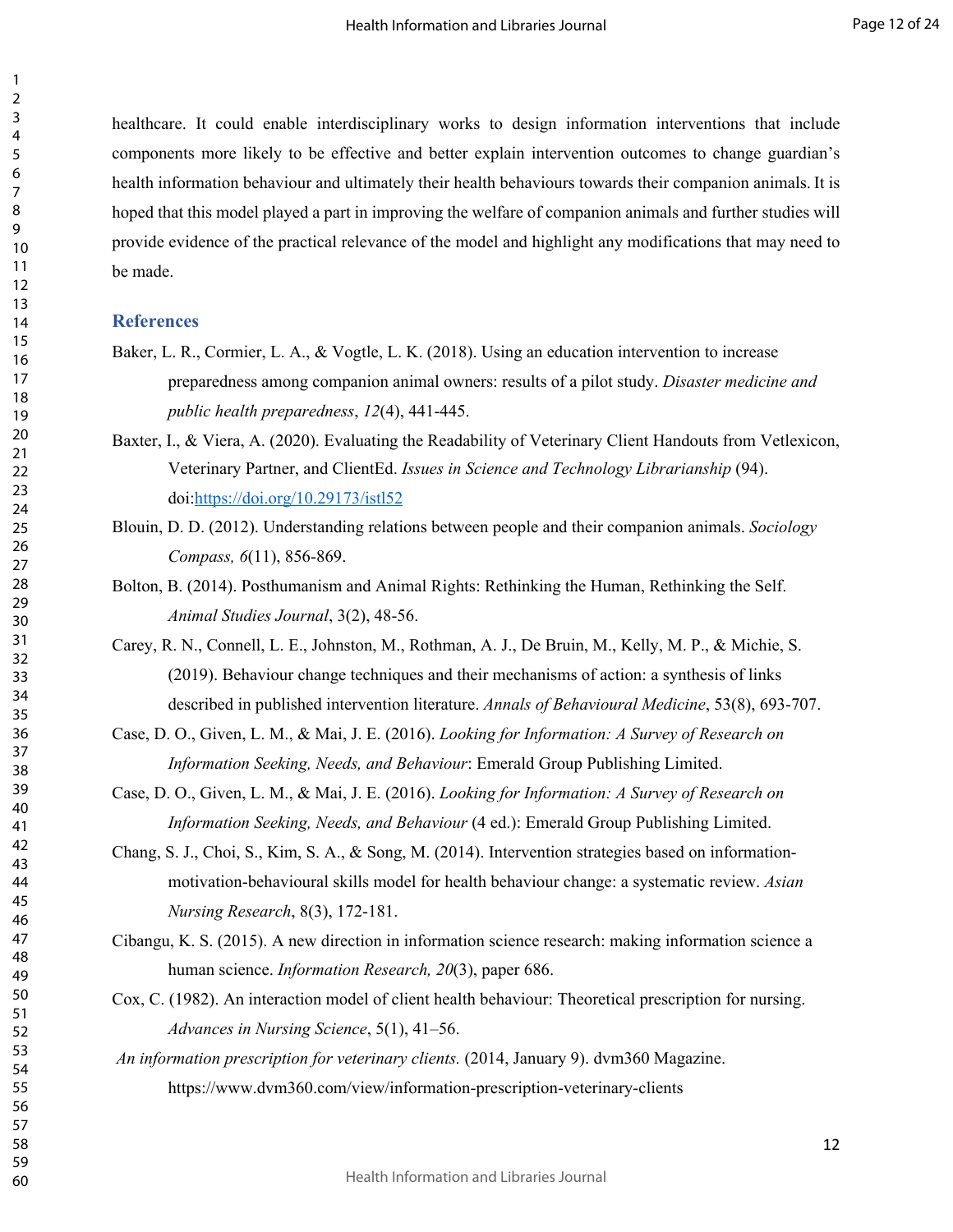healthcare. It could enable interdisciplinary works to design information interventions that include components more likely to be effective and better explain intervention outcomes to change guardian's health information behaviour and ultimately their health behaviours towards their companion animals. It is hoped that this model played a part in improving the welfare of companion animals and further studies will provide evidence of the practical relevance of the model and highlight any modifications that may need to be made.

## References

Baker, L. R., Cormier, L. A., & Vogtle, L. K. (2018). Using an education intervention to increase preparedness among companion animal owners: results of a pilot study. *Disaster medicine and public health preparedness*, *12*(4), 441-445.

Baxter, I., & Viera, A. (2020). Evaluating the Readability of Veterinary Client Handouts from Vetlexicon, Veterinary Partner, and ClientEd. *Issues in Science and Technology Librarianship* (94). doi:https://doi.org/10.29173/istl52

Blouin, D. D. (2012). Understanding relations between people and their companion animals. *Sociology Compass, 6*(11), 856-869.

Bolton, B. (2014). Posthumanism and Animal Rights: Rethinking the Human, Rethinking the Self. *Animal Studies Journal*, 3(2), 48-56.

Carey, R. N., Connell, L. E., Johnston, M., Rothman, A. J., De Bruin, M., Kelly, M. P., & Michie, S. (2019). Behaviour change techniques and their mechanisms of action: a synthesis of links described in published intervention literature. *Annals of Behavioural Medicine*, 53(8), 693-707.

Case, D. O., Given, L. M., & Mai, J. E. (2016). *Looking for Information: A Survey of Research on Information Seeking, Needs, and Behaviour*: Emerald Group Publishing Limited.

Case, D. O., Given, L. M., & Mai, J. E. (2016). *Looking for Information: A Survey of Research on Information Seeking, Needs, and Behaviour* (4 ed.): Emerald Group Publishing Limited.

Chang, S. J., Choi, S., Kim, S. A., & Song, M. (2014). Intervention strategies based on information-motivation-behavioural skills model for health behaviour change: a systematic review. *Asian Nursing Research*, 8(3), 172-181.

Cibangu, K. S. (2015). A new direction in information science research: making information science a human science. *Information Research, 20*(3), paper 686.

Cox, C. (1982). An interaction model of client health behaviour: Theoretical prescription for nursing. *Advances in Nursing Science*, 5(1), 41–56.

*An information prescription for veterinary clients.* (2014, January 9). dvm360 Magazine. https://www.dvm360.com/view/information-prescription-veterinary-clients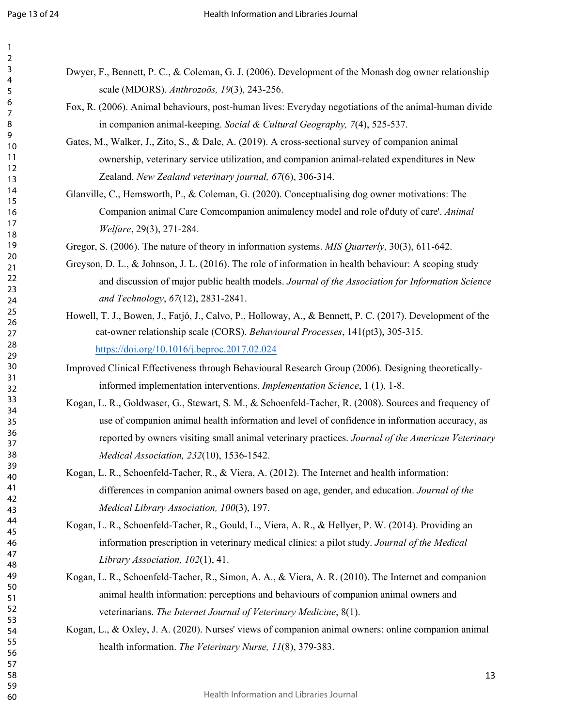Dwyer, F., Bennett, P. C., & Coleman, G. J. (2006). Development of the Monash dog owner relationship scale (MDORS). *Anthrozoös, 19*(3), 243-256.

Fox, R. (2006). Animal behaviours, post-human lives: Everyday negotiations of the animal-human divide in companion animal-keeping. *Social & Cultural Geography, 7*(4), 525-537.

Gates, M., Walker, J., Zito, S., & Dale, A. (2019). A cross-sectional survey of companion animal ownership, veterinary service utilization, and companion animal-related expenditures in New Zealand. *New Zealand veterinary journal, 67*(6), 306-314.

Glanville, C., Hemsworth, P., & Coleman, G. (2020). Conceptualising dog owner motivations: The Companion animal Care Comcompanion animalency model and role of'duty of care'. *Animal Welfare*, 29(3), 271-284.

Gregor, S. (2006). The nature of theory in information systems. *MIS Quarterly*, 30(3), 611-642.

Greyson, D. L., & Johnson, J. L. (2016). The role of information in health behaviour: A scoping study and discussion of major public health models. *Journal of the Association for Information Science and Technology*, *67*(12), 2831-2841.

Howell, T. J., Bowen, J., Fatjó, J., Calvo, P., Holloway, A., & Bennett, P. C. (2017). Development of the cat-owner relationship scale (CORS). *Behavioural Processes*, 141(pt3), 305-315. https://doi.org/10.1016/j.beproc.2017.02.024

Improved Clinical Effectiveness through Behavioural Research Group (2006). Designing theoretically-informed implementation interventions. *Implementation Science*, 1 (1), 1-8.

Kogan, L. R., Goldwaser, G., Stewart, S. M., & Schoenfeld-Tacher, R. (2008). Sources and frequency of use of companion animal health information and level of confidence in information accuracy, as reported by owners visiting small animal veterinary practices. *Journal of the American Veterinary Medical Association, 232*(10), 1536-1542.

Kogan, L. R., Schoenfeld-Tacher, R., & Viera, A. (2012). The Internet and health information: differences in companion animal owners based on age, gender, and education. *Journal of the Medical Library Association, 100*(3), 197.

Kogan, L. R., Schoenfeld-Tacher, R., Gould, L., Viera, A. R., & Hellyer, P. W. (2014). Providing an information prescription in veterinary medical clinics: a pilot study. *Journal of the Medical Library Association, 102*(1), 41.

Kogan, L. R., Schoenfeld-Tacher, R., Simon, A. A., & Viera, A. R. (2010). The Internet and companion animal health information: perceptions and behaviours of companion animal owners and veterinarians. *The Internet Journal of Veterinary Medicine*, 8(1).

Kogan, L., & Oxley, J. A. (2020). Nurses' views of companion animal owners: online companion animal health information. *The Veterinary Nurse, 11*(8), 379-383.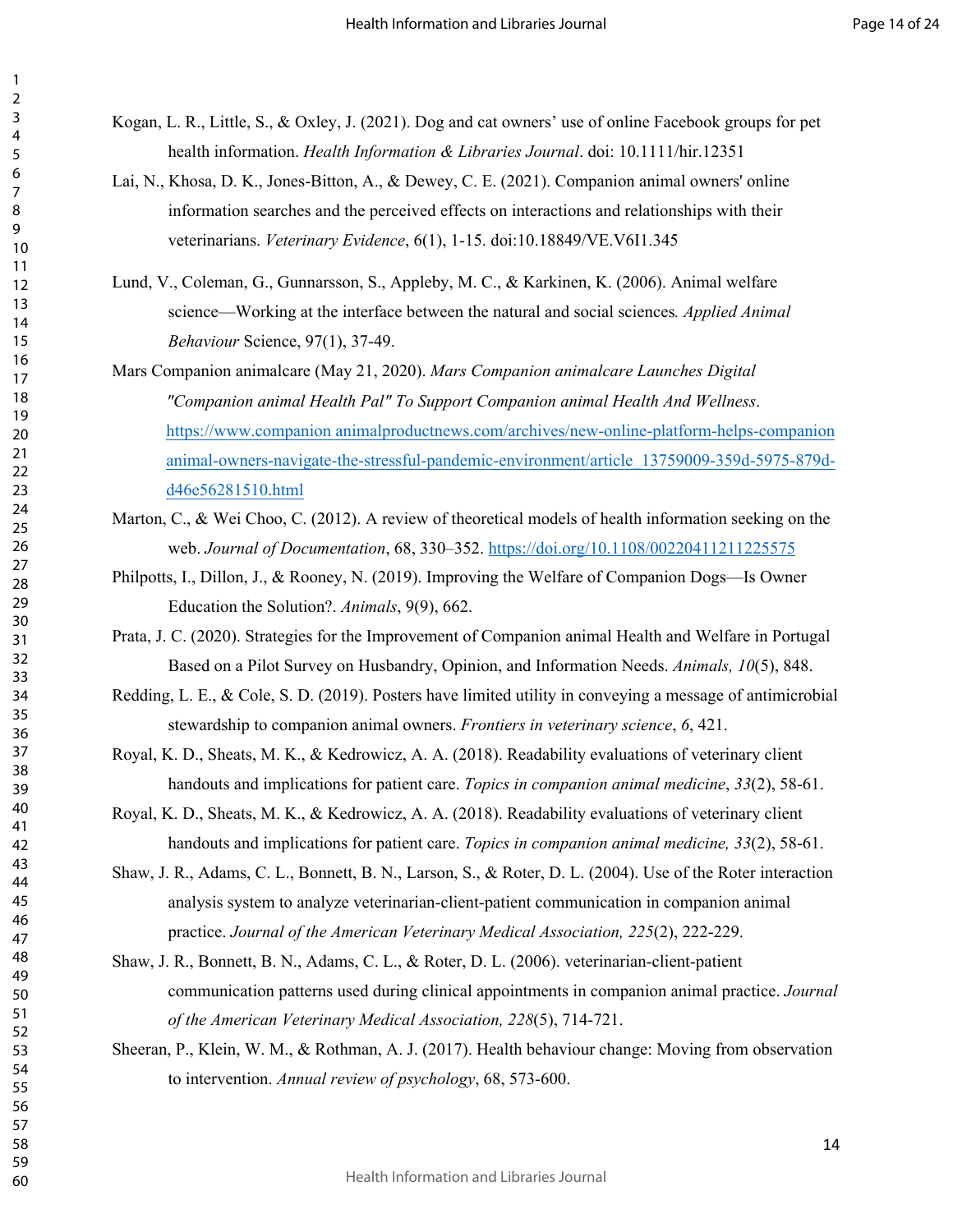Kogan, L. R., Little, S., & Oxley, J. (2021). Dog and cat owners' use of online Facebook groups for pet health information. *Health Information & Libraries Journal*. doi: 10.1111/hir.12351

Lai, N., Khosa, D. K., Jones-Bitton, A., & Dewey, C. E. (2021). Companion animal owners' online information searches and the perceived effects on interactions and relationships with their veterinarians. *Veterinary Evidence*, 6(1), 1-15. doi:10.18849/VE.V6I1.345

Lund, V., Coleman, G., Gunnarsson, S., Appleby, M. C., & Karkinen, K. (2006). Animal welfare science—Working at the interface between the natural and social sciences*. Applied Animal Behaviour* Science, 97(1), 37-49.

Mars Companion animalcare (May 21, 2020). *Mars Companion animalcare Launches Digital "Companion animal Health Pal" To Support Companion animal Health And Wellness*. https://www.companion animalproductnews.com/archives/new-online-platform-helps-companion animal-owners-navigate-the-stressful-pandemic-environment/article_13759009-359d-5975-879d-d46e56281510.html

Marton, C., & Wei Choo, C. (2012). A review of theoretical models of health information seeking on the web. *Journal of Documentation*, 68, 330–352. https://doi.org/10.1108/00220411211225575

Philpotts, I., Dillon, J., & Rooney, N. (2019). Improving the Welfare of Companion Dogs—Is Owner Education the Solution?. *Animals*, 9(9), 662.

Prata, J. C. (2020). Strategies for the Improvement of Companion animal Health and Welfare in Portugal Based on a Pilot Survey on Husbandry, Opinion, and Information Needs. *Animals, 10*(5), 848.

Redding, L. E., & Cole, S. D. (2019). Posters have limited utility in conveying a message of antimicrobial stewardship to companion animal owners. *Frontiers in veterinary science*, *6*, 421.

Royal, K. D., Sheats, M. K., & Kedrowicz, A. A. (2018). Readability evaluations of veterinary client handouts and implications for patient care. *Topics in companion animal medicine*, *33*(2), 58-61.

Royal, K. D., Sheats, M. K., & Kedrowicz, A. A. (2018). Readability evaluations of veterinary client handouts and implications for patient care. *Topics in companion animal medicine, 33*(2), 58-61.

Shaw, J. R., Adams, C. L., Bonnett, B. N., Larson, S., & Roter, D. L. (2004). Use of the Roter interaction analysis system to analyze veterinarian-client-patient communication in companion animal practice. *Journal of the American Veterinary Medical Association, 225*(2), 222-229.

Shaw, J. R., Bonnett, B. N., Adams, C. L., & Roter, D. L. (2006). veterinarian-client-patient communication patterns used during clinical appointments in companion animal practice. *Journal of the American Veterinary Medical Association, 228*(5), 714-721.

Sheeran, P., Klein, W. M., & Rothman, A. J. (2017). Health behaviour change: Moving from observation to intervention. *Annual review of psychology*, 68, 573-600.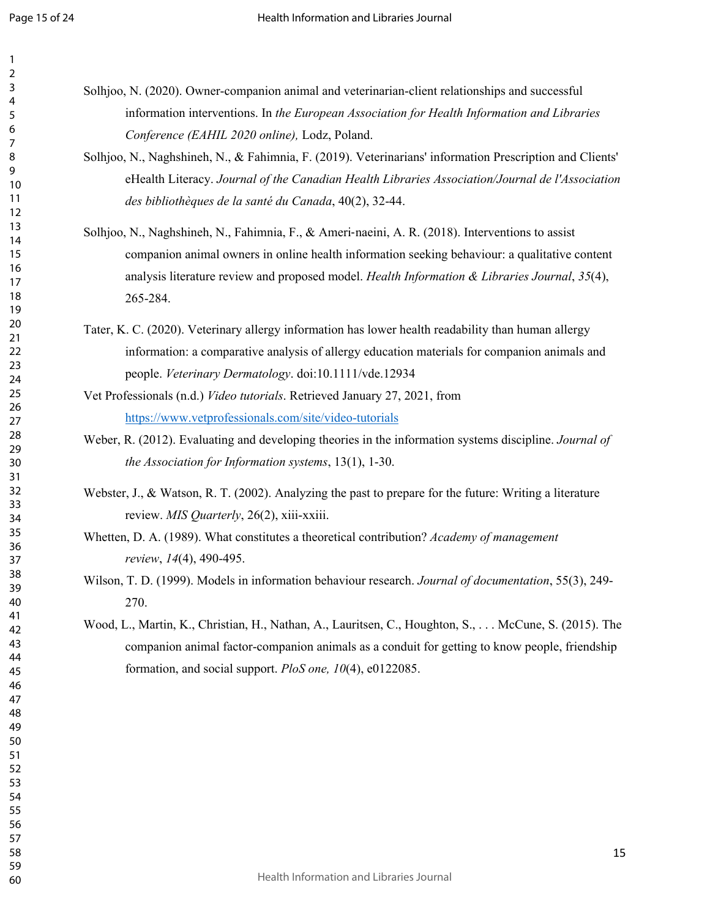Solhjoo, N. (2020). Owner-companion animal and veterinarian-client relationships and successful information interventions. In *the European Association for Health Information and Libraries Conference (EAHIL 2020 online),* Lodz, Poland.

Solhjoo, N., Naghshineh, N., & Fahimnia, F. (2019). Veterinarians' information Prescription and Clients' eHealth Literacy. *Journal of the Canadian Health Libraries Association/Journal de l'Association des bibliothèques de la santé du Canada*, 40(2), 32-44.

Solhjoo, N., Naghshineh, N., Fahimnia, F., & Ameri-naeini, A. R. (2018). Interventions to assist companion animal owners in online health information seeking behaviour: a qualitative content analysis literature review and proposed model. *Health Information & Libraries Journal*, *35*(4), 265-284.

Tater, K. C. (2020). Veterinary allergy information has lower health readability than human allergy information: a comparative analysis of allergy education materials for companion animals and people. *Veterinary Dermatology*. doi:10.1111/vde.12934

Vet Professionals (n.d.) *Video tutorials*. Retrieved January 27, 2021, from https://www.vetprofessionals.com/site/video-tutorials

Weber, R. (2012). Evaluating and developing theories in the information systems discipline. *Journal of the Association for Information systems*, 13(1), 1-30.

Webster, J., & Watson, R. T. (2002). Analyzing the past to prepare for the future: Writing a literature review. *MIS Quarterly*, 26(2), xiii-xxiii.

Whetten, D. A. (1989). What constitutes a theoretical contribution? *Academy of management review*, *14*(4), 490-495.

Wilson, T. D. (1999). Models in information behaviour research. *Journal of documentation*, 55(3), 249-270.

Wood, L., Martin, K., Christian, H., Nathan, A., Lauritsen, C., Houghton, S., . . . McCune, S. (2015). The companion animal factor-companion animals as a conduit for getting to know people, friendship formation, and social support. *PloS one, 10*(4), e0122085.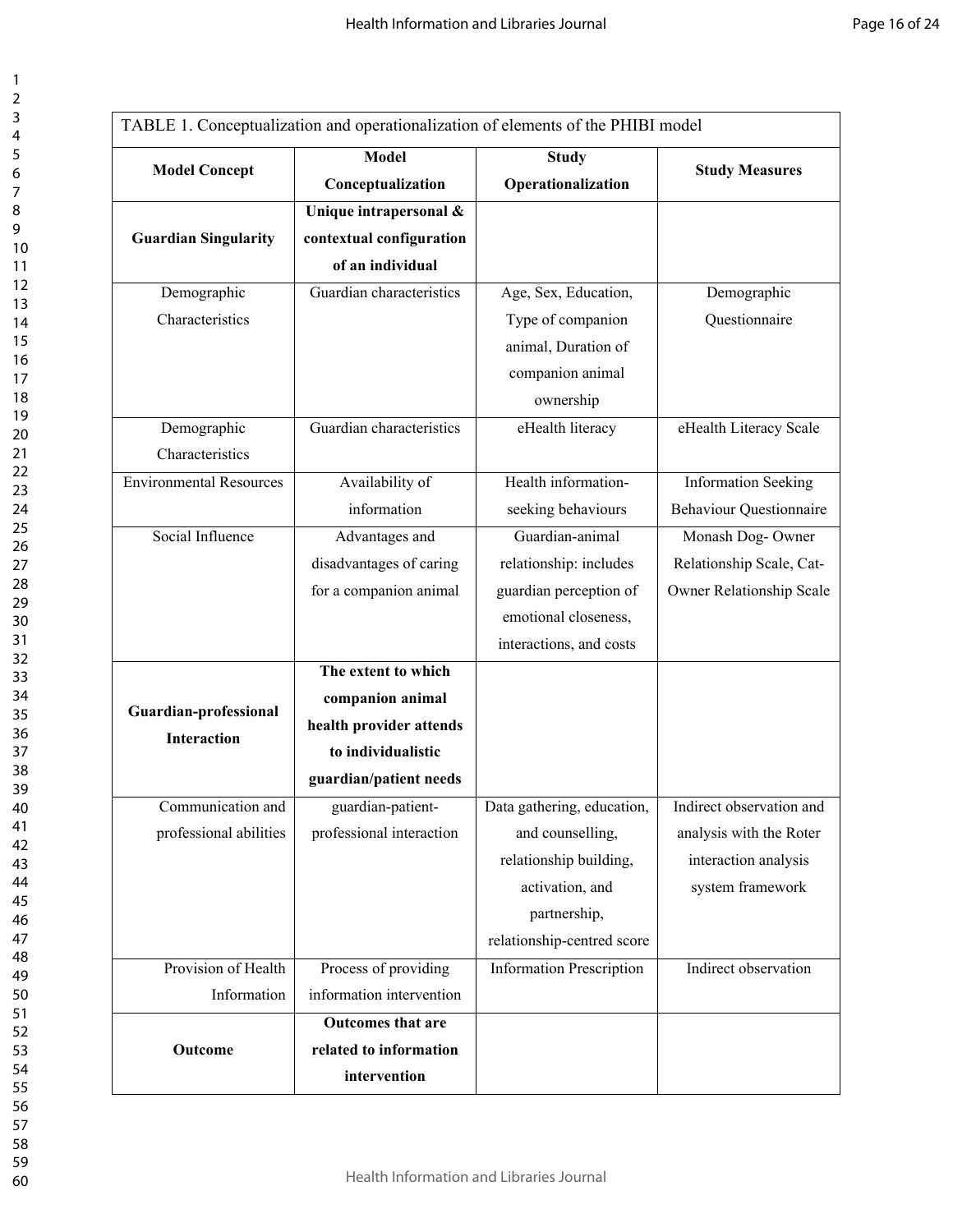TABLE 1. Conceptualization and operationalization of elements of the PHIBI model

| Model Concept | Model Conceptualization | Study Operationalization | Study Measures |
|---|---|---|---|
| **Guardian Singularity** | **Unique intrapersonal & contextual configuration of an individual** | | |
| Demographic Characteristics | Guardian characteristics | Age, Sex, Education, Type of companion animal, Duration of companion animal ownership | Demographic Questionnaire |
| Demographic Characteristics | Guardian characteristics | eHealth literacy | eHealth Literacy Scale |
| Environmental Resources | Availability of information | Health information-seeking behaviours | Information Seeking Behaviour Questionnaire |
| Social Influence | Advantages and disadvantages of caring for a companion animal | Guardian-animal relationship: includes guardian perception of emotional closeness, interactions, and costs | Monash Dog- Owner Relationship Scale, Cat-Owner Relationship Scale |
| **Guardian-professional Interaction** | **The extent to which companion animal health provider attends to individualistic guardian/patient needs** | | |
| Communication and professional abilities | guardian-patient-professional interaction | Data gathering, education, and counselling, relationship building, activation, and partnership, relationship-centred score | Indirect observation and analysis with the Roter interaction analysis system framework |
| Provision of Health Information | Process of providing information intervention | Information Prescription | Indirect observation |
| **Outcome** | **Outcomes that are related to information intervention** | | |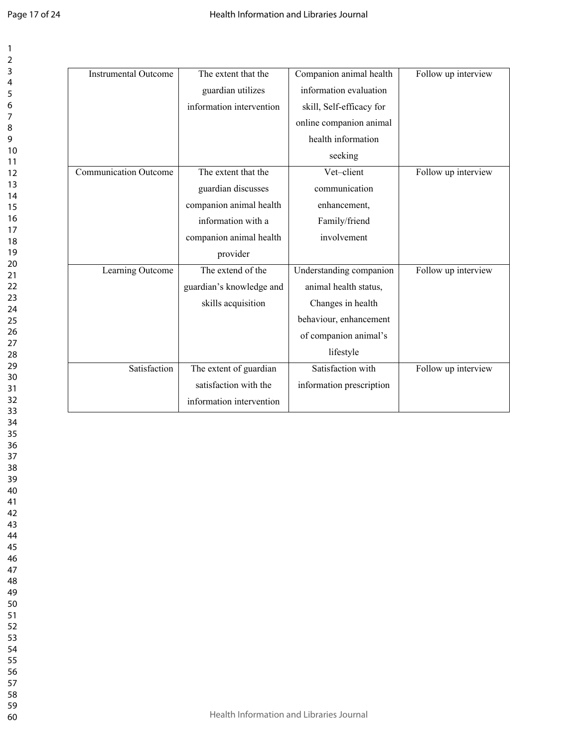| Instrumental Outcome | The extent that the guardian utilizes information intervention | Companion animal health information evaluation skill, Self-efficacy for online companion animal health information seeking | Follow up interview |
|---|---|---|---|
| Communication Outcome | The extent that the guardian discusses companion animal health information with a companion animal health provider | Vet–client communication enhancement, Family/friend involvement | Follow up interview |
| Learning Outcome | The extend of the guardian's knowledge and skills acquisition | Understanding companion animal health status, Changes in health behaviour, enhancement of companion animal's lifestyle | Follow up interview |
| Satisfaction | The extent of guardian satisfaction with the information intervention | Satisfaction with information prescription | Follow up interview |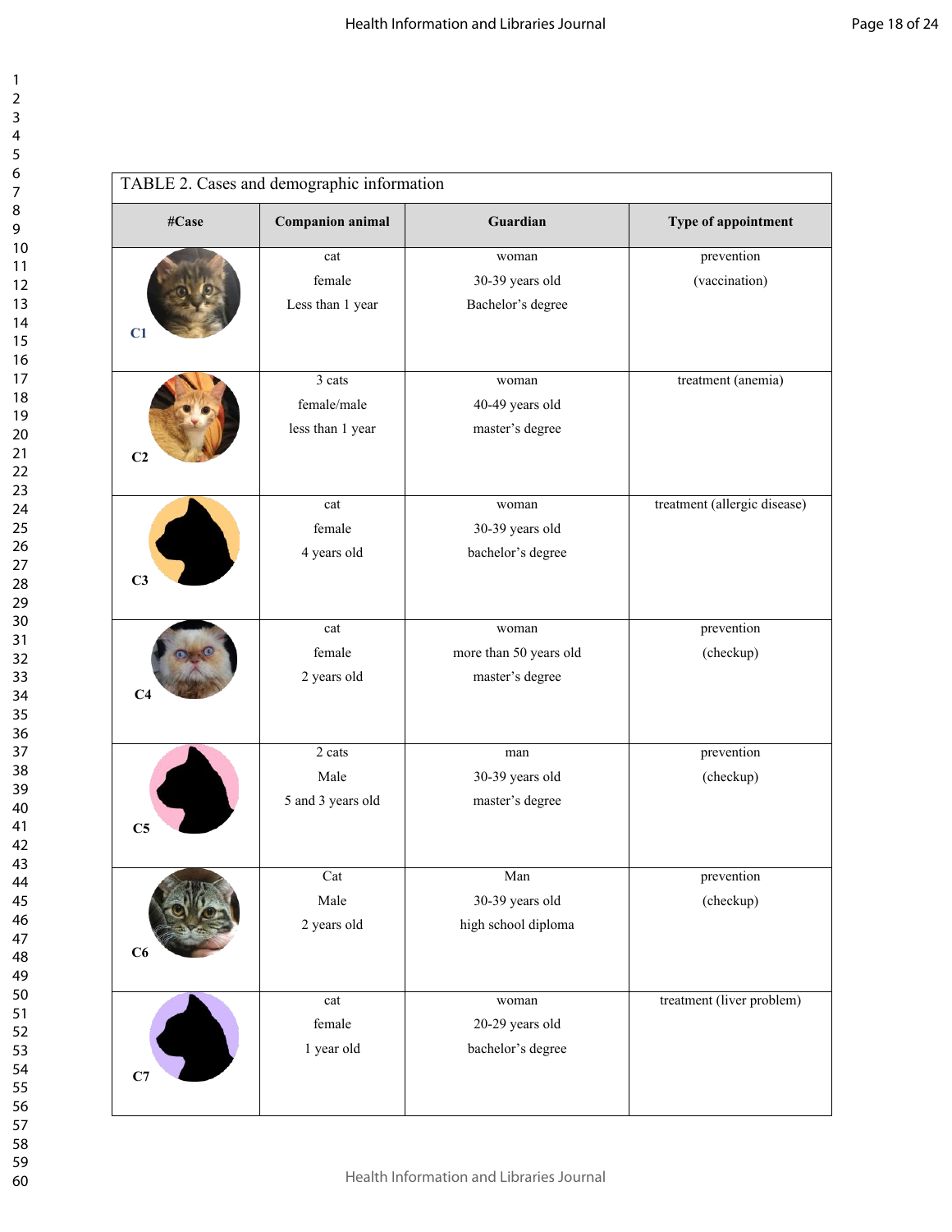TABLE 2. Cases and demographic information

| #Case | Companion animal | Guardian | Type of appointment |
|---|---|---|---|
| C1 | cat<br>female<br>Less than 1 year | woman<br>30-39 years old<br>Bachelor's degree | prevention<br>(vaccination) |
| C2 | 3 cats<br>female/male<br>less than 1 year | woman<br>40-49 years old<br>master's degree | treatment (anemia) |
| C3 | cat<br>female<br>4 years old | woman<br>30-39 years old<br>bachelor's degree | treatment (allergic disease) |
| C4 | cat<br>female<br>2 years old | woman<br>more than 50 years old<br>master's degree | prevention<br>(checkup) |
| C5 | 2 cats<br>Male<br>5 and 3 years old | man<br>30-39 years old<br>master's degree | prevention<br>(checkup) |
| C6 | Cat<br>Male<br>2 years old | Man<br>30-39 years old<br>high school diploma | prevention<br>(checkup) |
| C7 | cat<br>female<br>1 year old | woman<br>20-29 years old<br>bachelor's degree | treatment (liver problem) |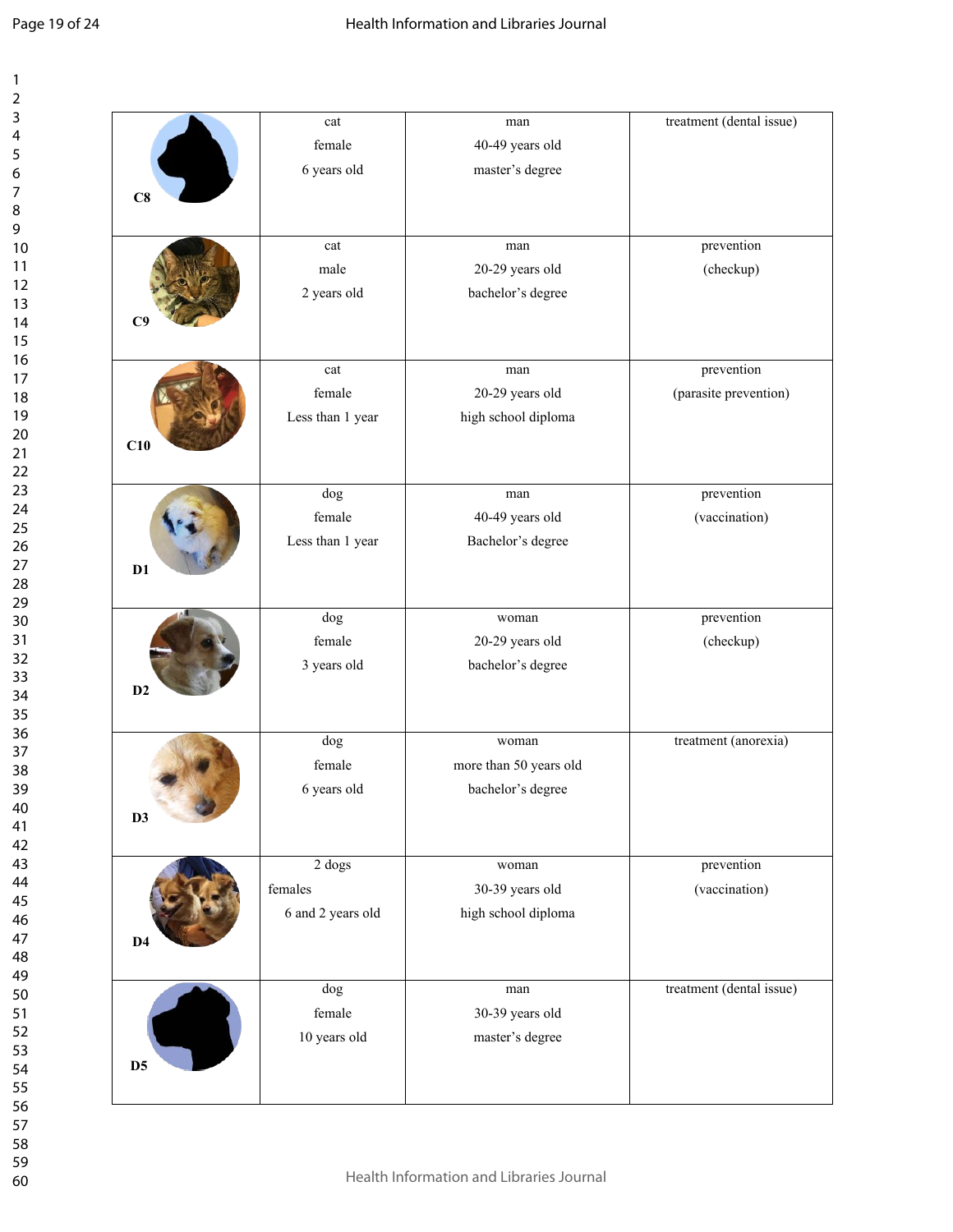| | | | |
|---|---|---|---|
| C8 | cat<br>female<br>6 years old | man<br>40-49 years old<br>master's degree | treatment (dental issue) |
| C9 | cat<br>male<br>2 years old | man<br>20-29 years old<br>bachelor's degree | prevention<br>(checkup) |
| C10 | cat<br>female<br>Less than 1 year | man<br>20-29 years old<br>high school diploma | prevention<br>(parasite prevention) |
| D1 | dog<br>female<br>Less than 1 year | man<br>40-49 years old<br>Bachelor's degree | prevention<br>(vaccination) |
| D2 | dog<br>female<br>3 years old | woman<br>20-29 years old<br>bachelor's degree | prevention<br>(checkup) |
| D3 | dog<br>female<br>6 years old | woman<br>more than 50 years old<br>bachelor's degree | treatment (anorexia) |
| D4 | 2 dogs<br>females<br>6 and 2 years old | woman<br>30-39 years old<br>high school diploma | prevention<br>(vaccination) |
| D5 | dog<br>female<br>10 years old | man<br>30-39 years old<br>master's degree | treatment (dental issue) |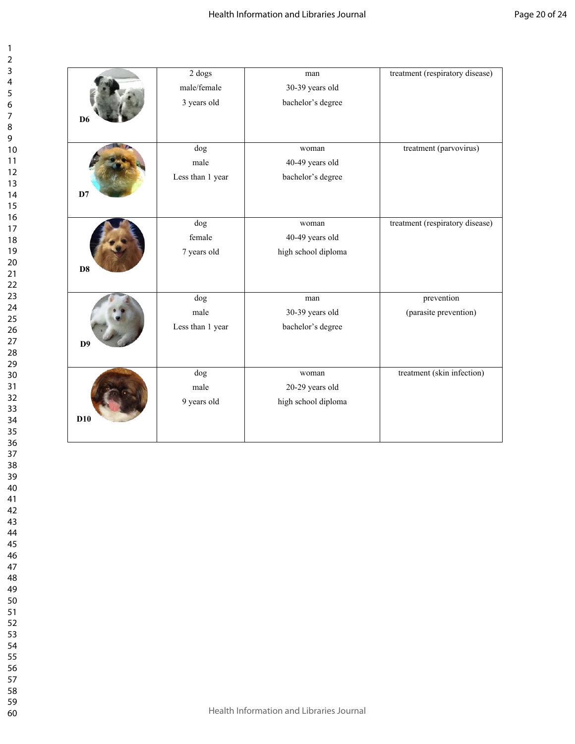| | | | |
|---|---|---|---|
| D6 | 2 dogs<br>male/female<br>3 years old | man<br>30-39 years old<br>bachelor's degree | treatment (respiratory disease) |
| D7 | dog<br>male<br>Less than 1 year | woman<br>40-49 years old<br>bachelor's degree | treatment (parvovirus) |
| D8 | dog<br>female<br>7 years old | woman<br>40-49 years old<br>high school diploma | treatment (respiratory disease) |
| D9 | dog<br>male<br>Less than 1 year | man<br>30-39 years old<br>bachelor's degree | prevention<br>(parasite prevention) |
| D10 | dog<br>male<br>9 years old | woman<br>20-29 years old<br>high school diploma | treatment (skin infection) |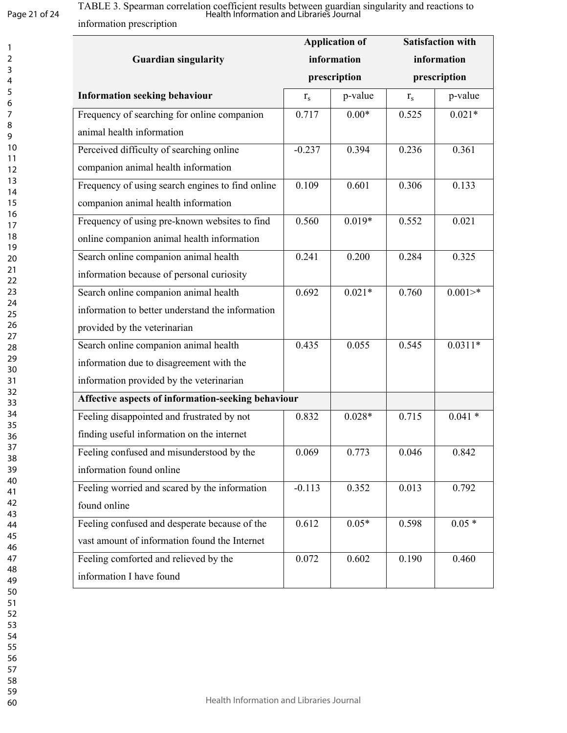TABLE 3. Spearman correlation coefficient results between guardian singularity and reactions to information prescription

| Guardian singularity | Application of information prescription | | Satisfaction with information prescription | |
|---|---|---|---|---|
| **Information seeking behaviour** | $r_s$ | p-value | $r_s$ | p-value |
| Frequency of searching for online companion animal health information | 0.717 | 0.00* | 0.525 | 0.021* |
| Perceived difficulty of searching online companion animal health information | -0.237 | 0.394 | 0.236 | 0.361 |
| Frequency of using search engines to find online companion animal health information | 0.109 | 0.601 | 0.306 | 0.133 |
| Frequency of using pre-known websites to find online companion animal health information | 0.560 | 0.019* | 0.552 | 0.021 |
| Search online companion animal health information because of personal curiosity | 0.241 | 0.200 | 0.284 | 0.325 |
| Search online companion animal health information to better understand the information provided by the veterinarian | 0.692 | 0.021* | 0.760 | 0.001>* |
| Search online companion animal health information due to disagreement with the information provided by the veterinarian | 0.435 | 0.055 | 0.545 | 0.0311* |
| **Affective aspects of information-seeking behaviour** | | | | |
| Feeling disappointed and frustrated by not finding useful information on the internet | 0.832 | 0.028* | 0.715 | 0.041 * |
| Feeling confused and misunderstood by the information found online | 0.069 | 0.773 | 0.046 | 0.842 |
| Feeling worried and scared by the information found online | -0.113 | 0.352 | 0.013 | 0.792 |
| Feeling confused and desperate because of the vast amount of information found the Internet | 0.612 | 0.05* | 0.598 | 0.05 * |
| Feeling comforted and relieved by the information I have found | 0.072 | 0.602 | 0.190 | 0.460 |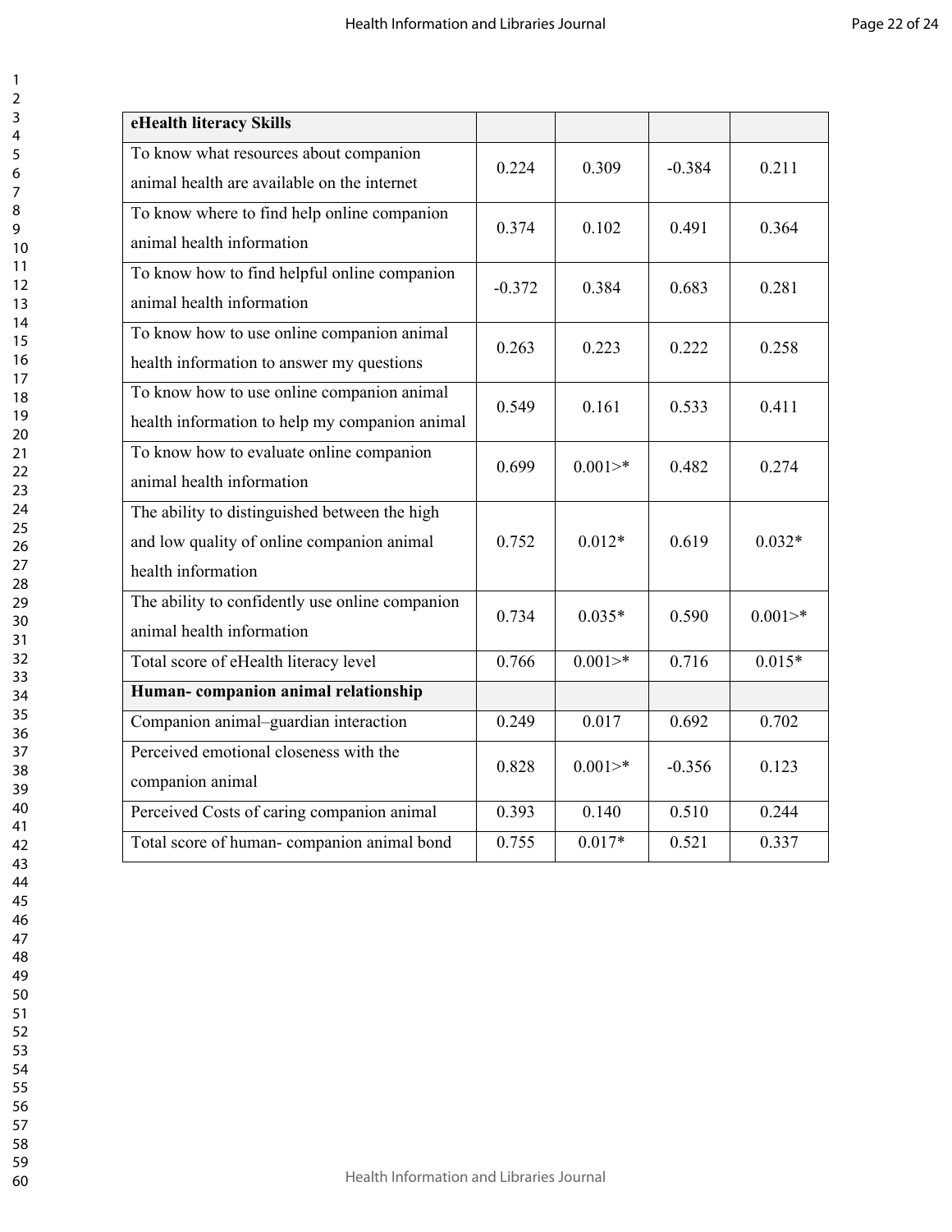| eHealth literacy Skills | | | | |
|---|---|---|---|---|
| To know what resources about companion animal health are available on the internet | 0.224 | 0.309 | -0.384 | 0.211 |
| To know where to find help online companion animal health information | 0.374 | 0.102 | 0.491 | 0.364 |
| To know how to find helpful online companion animal health information | -0.372 | 0.384 | 0.683 | 0.281 |
| To know how to use online companion animal health information to answer my questions | 0.263 | 0.223 | 0.222 | 0.258 |
| To know how to use online companion animal health information to help my companion animal | 0.549 | 0.161 | 0.533 | 0.411 |
| To know how to evaluate online companion animal health information | 0.699 | 0.001>* | 0.482 | 0.274 |
| The ability to distinguished between the high and low quality of online companion animal health information | 0.752 | 0.012* | 0.619 | 0.032* |
| The ability to confidently use online companion animal health information | 0.734 | 0.035* | 0.590 | 0.001>* |
| Total score of eHealth literacy level | 0.766 | 0.001>* | 0.716 | 0.015* |
| **Human- companion animal relationship** | | | | |
| Companion animal–guardian interaction | 0.249 | 0.017 | 0.692 | 0.702 |
| Perceived emotional closeness with the companion animal | 0.828 | 0.001>* | -0.356 | 0.123 |
| Perceived Costs of caring companion animal | 0.393 | 0.140 | 0.510 | 0.244 |
| Total score of human- companion animal bond | 0.755 | 0.017* | 0.521 | 0.337 |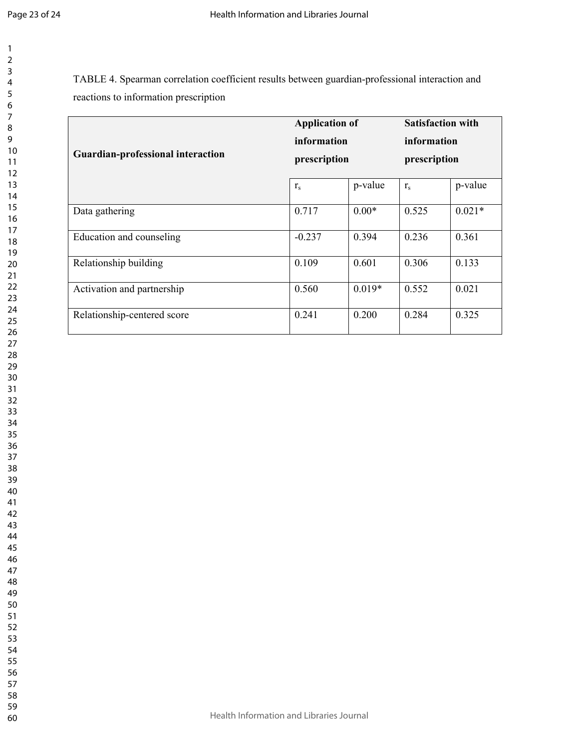TABLE 4. Spearman correlation coefficient results between guardian-professional interaction and reactions to information prescription

| Guardian-professional interaction | Application of information prescription | | Satisfaction with information prescription | |
|---|---|---|---|---|
| | $r_s$ | p-value | $r_s$ | p-value |
| Data gathering | 0.717 | 0.00* | 0.525 | 0.021* |
| Education and counseling | -0.237 | 0.394 | 0.236 | 0.361 |
| Relationship building | 0.109 | 0.601 | 0.306 | 0.133 |
| Activation and partnership | 0.560 | 0.019* | 0.552 | 0.021 |
| Relationship-centered score | 0.241 | 0.200 | 0.284 | 0.325 |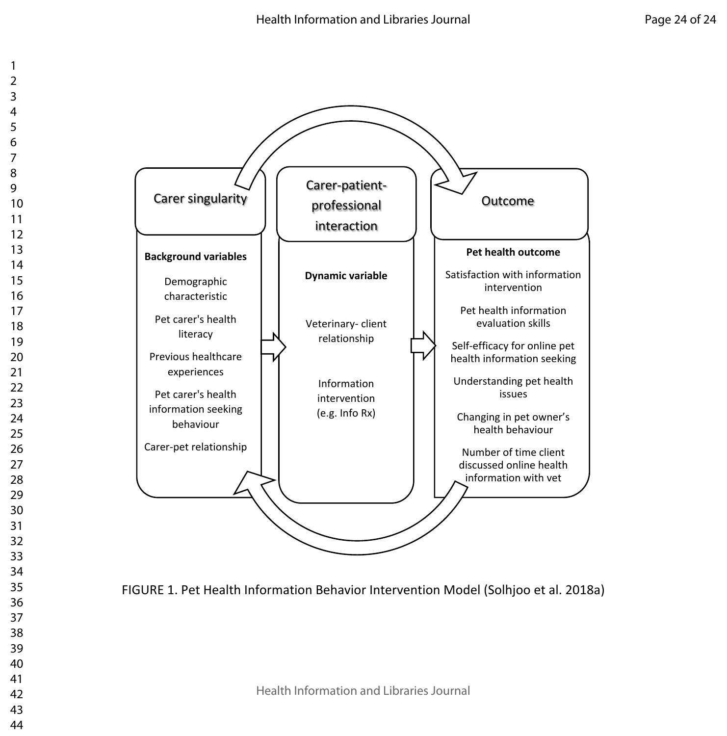Carer singularity

**Background variables**

Demographic characteristic

Pet carer's health literacy

Previous healthcare experiences

Pet carer's health information seeking behaviour

Carer-pet relationship

Carer-patient-professional interaction

**Dynamic variable**

Veterinary- client relationship

Information intervention (e.g. Info Rx)

Outcome

**Pet health outcome**

Satisfaction with information intervention

Pet health information evaluation skills

Self-efficacy for online pet health information seeking

Understanding pet health issues

Changing in pet owner's health behaviour

Number of time client discussed online health information with vet

FIGURE 1. Pet Health Information Behavior Intervention Model (Solhjoo et al. 2018a)